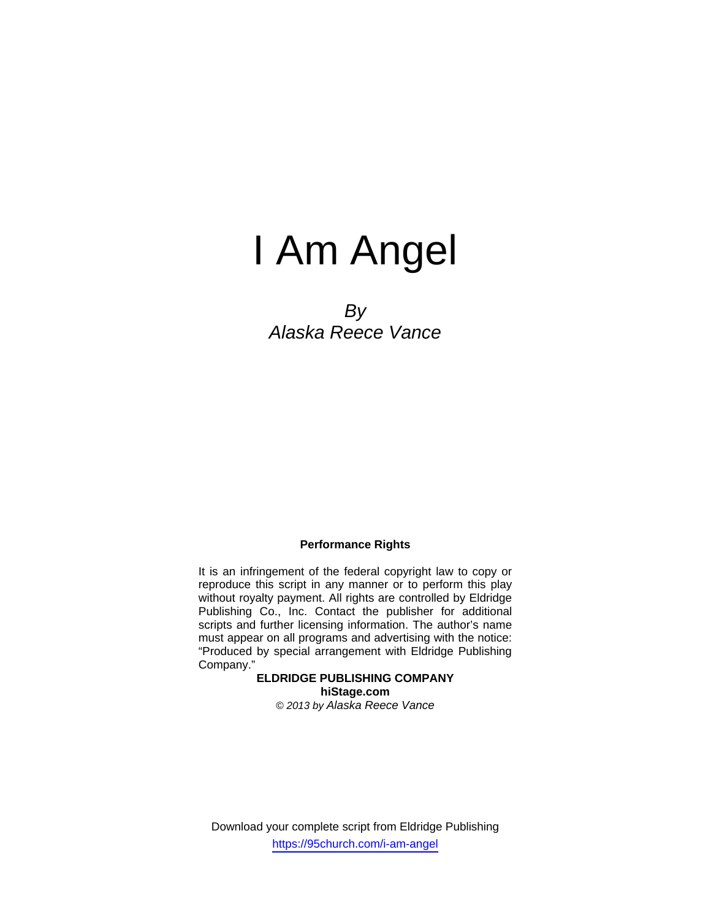# I Am Angel

*By*
*Alaska Reece Vance*

**Performance Rights**

It is an infringement of the federal copyright law to copy or reproduce this script in any manner or to perform this play without royalty payment. All rights are controlled by Eldridge Publishing Co., Inc. Contact the publisher for additional scripts and further licensing information. The author's name must appear on all programs and advertising with the notice: "Produced by special arrangement with Eldridge Publishing Company."

**ELDRIDGE PUBLISHING COMPANY**
**hiStage.com**
*© 2013 by Alaska Reece Vance*

Download your complete script from Eldridge Publishing
https://95church.com/i-am-angel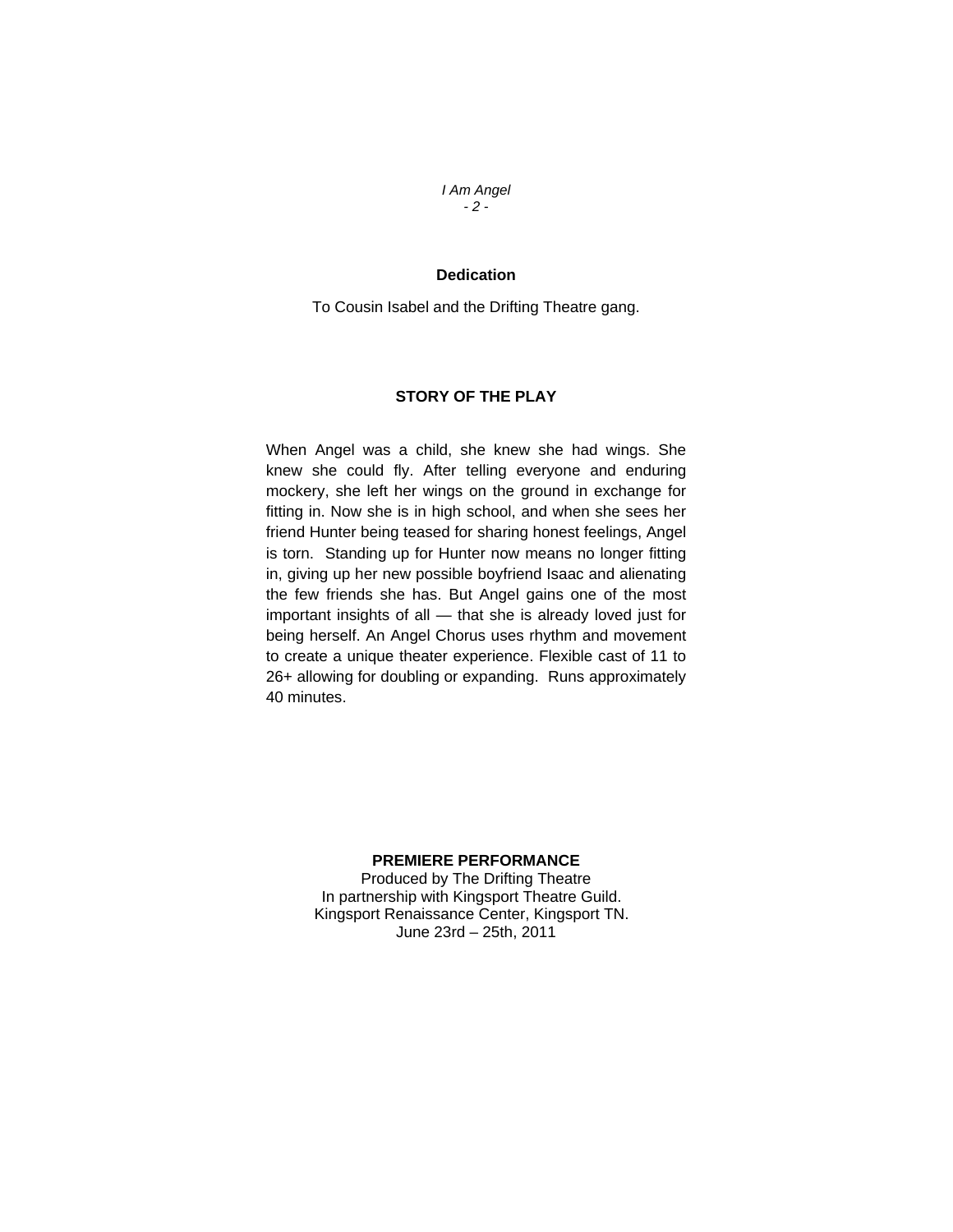## Dedication

To Cousin Isabel and the Drifting Theatre gang.

## STORY OF THE PLAY

When Angel was a child, she knew she had wings. She knew she could fly. After telling everyone and enduring mockery, she left her wings on the ground in exchange for fitting in. Now she is in high school, and when she sees her friend Hunter being teased for sharing honest feelings, Angel is torn. Standing up for Hunter now means no longer fitting in, giving up her new possible boyfriend Isaac and alienating the few friends she has. But Angel gains one of the most important insights of all — that she is already loved just for being herself. An Angel Chorus uses rhythm and movement to create a unique theater experience. Flexible cast of 11 to 26+ allowing for doubling or expanding. Runs approximately 40 minutes.

**PREMIERE PERFORMANCE**
Produced by The Drifting Theatre
In partnership with Kingsport Theatre Guild.
Kingsport Renaissance Center, Kingsport TN.
June 23rd – 25th, 2011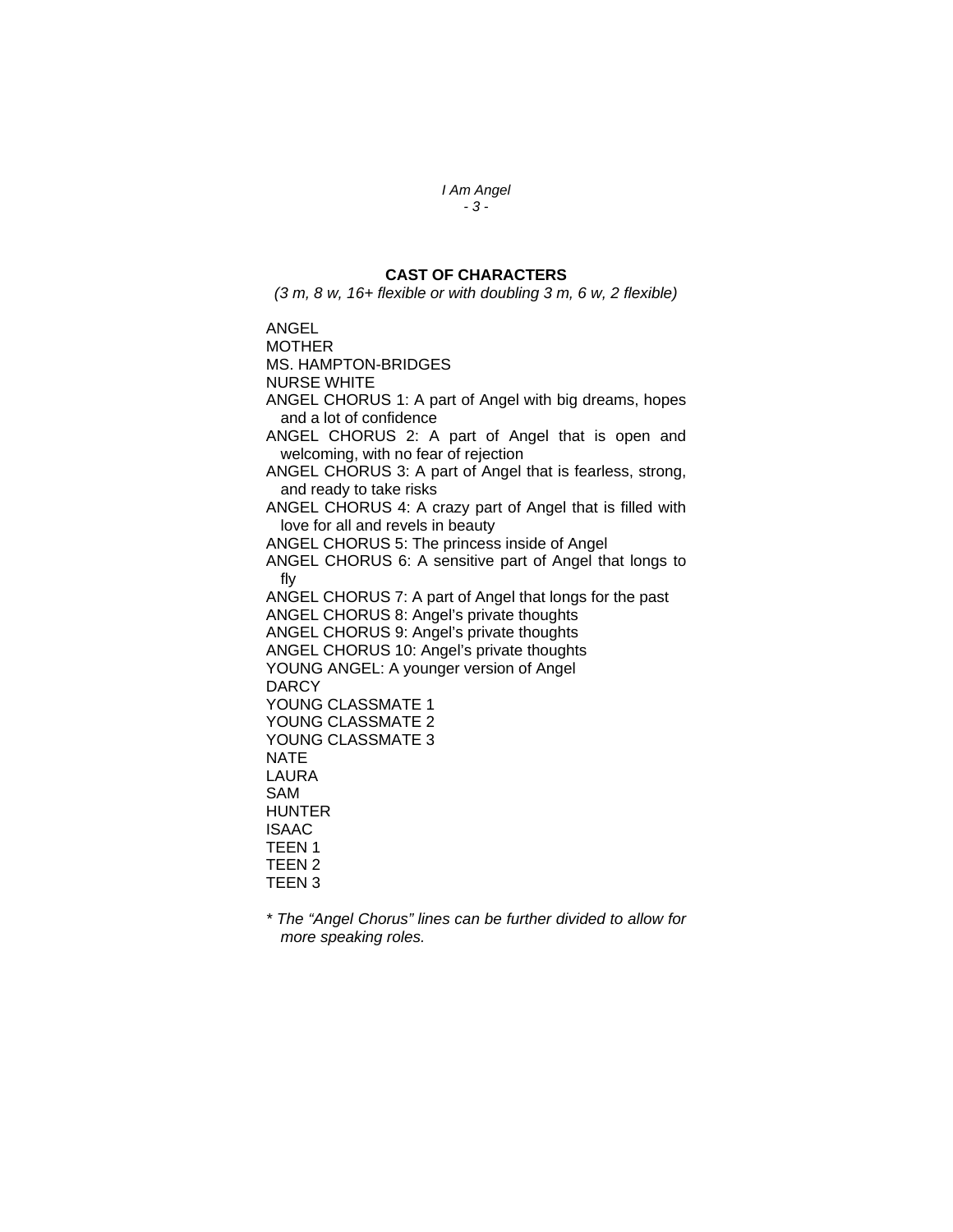## CAST OF CHARACTERS

*(3 m, 8 w, 16+ flexible or with doubling 3 m, 6 w, 2 flexible)*

ANGEL
MOTHER
MS. HAMPTON-BRIDGES
NURSE WHITE
ANGEL CHORUS 1: A part of Angel with big dreams, hopes and a lot of confidence
ANGEL CHORUS 2: A part of Angel that is open and welcoming, with no fear of rejection
ANGEL CHORUS 3: A part of Angel that is fearless, strong, and ready to take risks
ANGEL CHORUS 4: A crazy part of Angel that is filled with love for all and revels in beauty
ANGEL CHORUS 5: The princess inside of Angel
ANGEL CHORUS 6: A sensitive part of Angel that longs to fly
ANGEL CHORUS 7: A part of Angel that longs for the past
ANGEL CHORUS 8: Angel's private thoughts
ANGEL CHORUS 9: Angel's private thoughts
ANGEL CHORUS 10: Angel's private thoughts
YOUNG ANGEL: A younger version of Angel
DARCY
YOUNG CLASSMATE 1
YOUNG CLASSMATE 2
YOUNG CLASSMATE 3
NATE
LAURA
SAM
HUNTER
ISAAC
TEEN 1
TEEN 2
TEEN 3

*\* The "Angel Chorus" lines can be further divided to allow for more speaking roles.*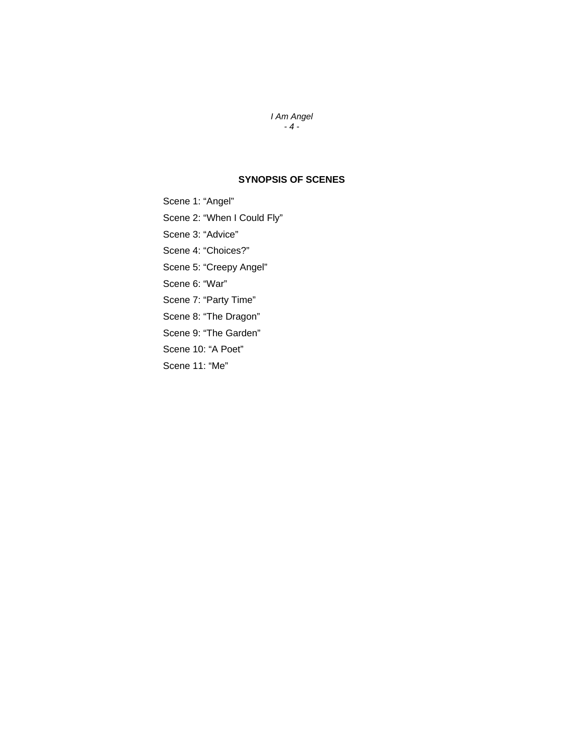## SYNOPSIS OF SCENES

Scene 1: “Angel”

Scene 2: “When I Could Fly”

Scene 3: “Advice”

Scene 4: “Choices?”

Scene 5: “Creepy Angel”

Scene 6: “War”

Scene 7: “Party Time”

Scene 8: “The Dragon”

Scene 9: “The Garden”

Scene 10: “A Poet”

Scene 11: “Me”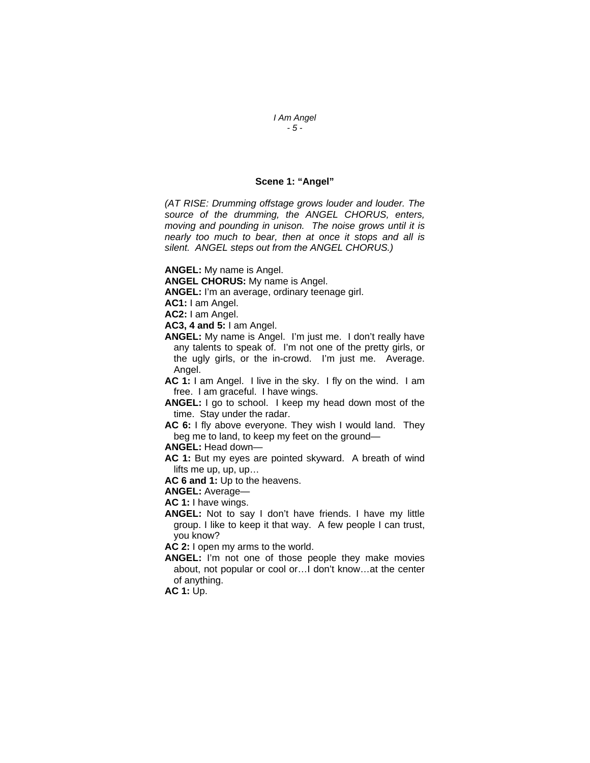### Scene 1: "Angel"

*(AT RISE: Drumming offstage grows louder and louder. The source of the drumming, the ANGEL CHORUS, enters, moving and pounding in unison. The noise grows until it is nearly too much to bear, then at once it stops and all is silent. ANGEL steps out from the ANGEL CHORUS.)*

**ANGEL:** My name is Angel.

**ANGEL CHORUS:** My name is Angel.

**ANGEL:** I'm an average, ordinary teenage girl.

**AC1:** I am Angel.

**AC2:** I am Angel.

**AC3, 4 and 5:** I am Angel.

**ANGEL:** My name is Angel. I'm just me. I don't really have any talents to speak of. I'm not one of the pretty girls, or the ugly girls, or the in-crowd. I'm just me. Average. Angel.

**AC 1:** I am Angel. I live in the sky. I fly on the wind. I am free. I am graceful. I have wings.

**ANGEL:** I go to school. I keep my head down most of the time. Stay under the radar.

**AC 6:** I fly above everyone. They wish I would land. They beg me to land, to keep my feet on the ground—

**ANGEL:** Head down—

**AC 1:** But my eyes are pointed skyward. A breath of wind lifts me up, up, up…

**AC 6 and 1:** Up to the heavens.

**ANGEL:** Average—

**AC 1:** I have wings.

**ANGEL:** Not to say I don't have friends. I have my little group. I like to keep it that way. A few people I can trust, you know?

**AC 2:** I open my arms to the world.

**ANGEL:** I'm not one of those people they make movies about, not popular or cool or…I don't know…at the center of anything.

**AC 1:** Up.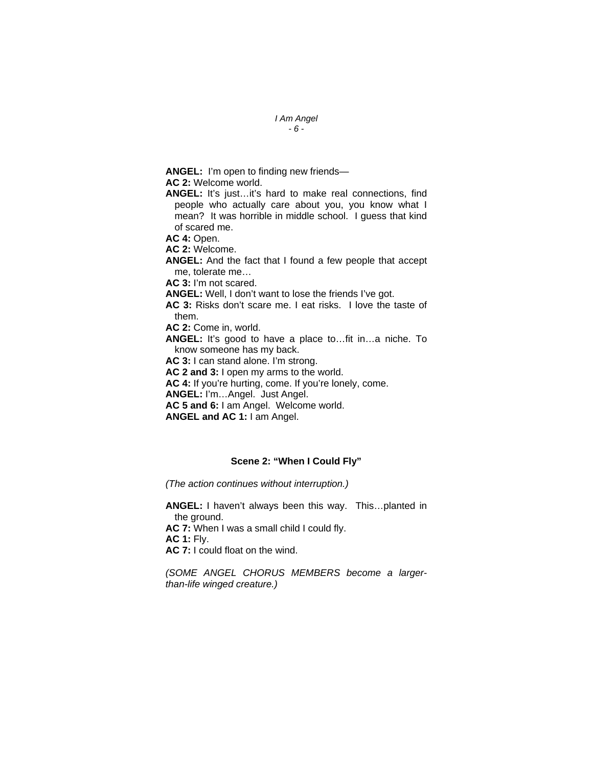**ANGEL:** I'm open to finding new friends—

**AC 2:** Welcome world.

**ANGEL:** It's just…it's hard to make real connections, find people who actually care about you, you know what I mean? It was horrible in middle school. I guess that kind of scared me.

**AC 4:** Open.

**AC 2:** Welcome.

**ANGEL:** And the fact that I found a few people that accept me, tolerate me…

**AC 3:** I'm not scared.

**ANGEL:** Well, I don't want to lose the friends I've got.

**AC 3:** Risks don't scare me. I eat risks. I love the taste of them.

**AC 2:** Come in, world.

**ANGEL:** It's good to have a place to…fit in…a niche. To know someone has my back.

**AC 3:** I can stand alone. I'm strong.

**AC 2 and 3:** I open my arms to the world.

**AC 4:** If you're hurting, come. If you're lonely, come.

**ANGEL:** I'm…Angel. Just Angel.

**AC 5 and 6:** I am Angel. Welcome world.

**ANGEL and AC 1:** I am Angel.

### Scene 2: "When I Could Fly"

*(The action continues without interruption.)*

**ANGEL:** I haven't always been this way. This…planted in the ground.

**AC 7:** When I was a small child I could fly.

**AC 1:** Fly.

**AC 7:** I could float on the wind.

*(SOME ANGEL CHORUS MEMBERS become a larger-than-life winged creature.)*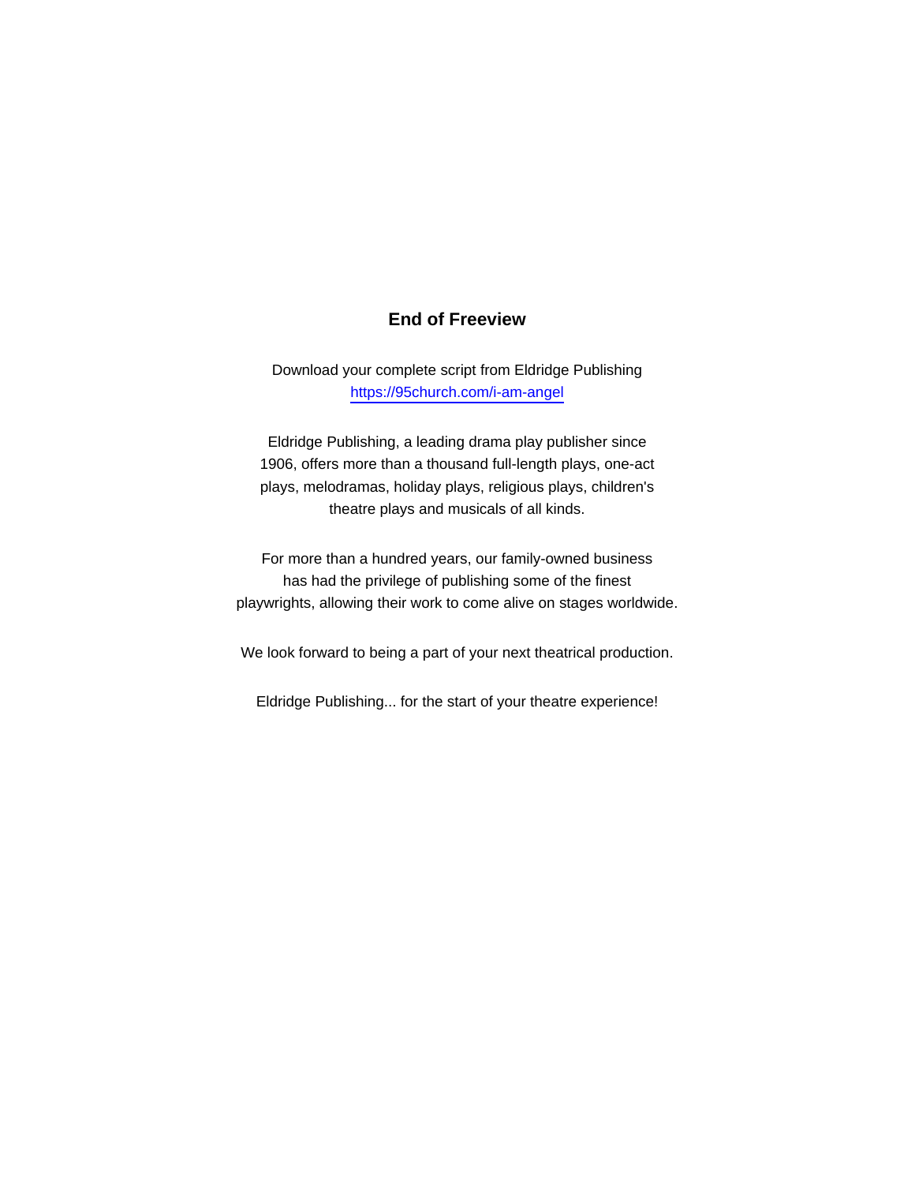## End of Freeview

Download your complete script from Eldridge Publishing
https://95church.com/i-am-angel

Eldridge Publishing, a leading drama play publisher since 1906, offers more than a thousand full-length plays, one-act plays, melodramas, holiday plays, religious plays, children's theatre plays and musicals of all kinds.

For more than a hundred years, our family-owned business has had the privilege of publishing some of the finest playwrights, allowing their work to come alive on stages worldwide.

We look forward to being a part of your next theatrical production.

Eldridge Publishing... for the start of your theatre experience!